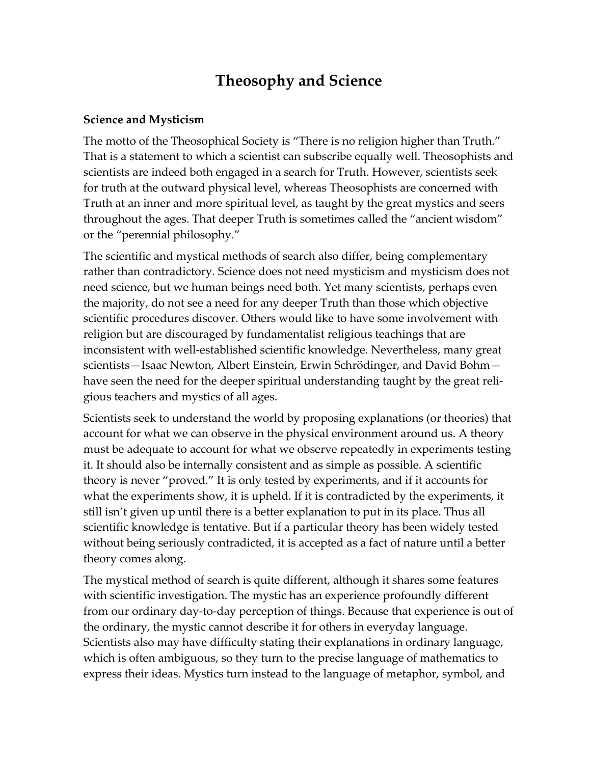# Theosophy and Science

### Science and Mysticism

The motto of the Theosophical Society is “There is no religion higher than Truth.” That is a statement to which a scientist can subscribe equally well. Theosophists and scientists are indeed both engaged in a search for Truth. However, scientists seek for truth at the outward physical level, whereas Theosophists are concerned with Truth at an inner and more spiritual level, as taught by the great mystics and seers throughout the ages. That deeper Truth is sometimes called the “ancient wisdom” or the “perennial philosophy.”

The scientific and mystical methods of search also differ, being complementary rather than contradictory. Science does not need mysticism and mysticism does not need science, but we human beings need both. Yet many scientists, perhaps even the majority, do not see a need for any deeper Truth than those which objective scientific procedures discover. Others would like to have some involvement with religion but are discouraged by fundamentalist religious teachings that are inconsistent with well-established scientific knowledge. Nevertheless, many great scientists—Isaac Newton, Albert Einstein, Erwin Schrödinger, and David Bohm—have seen the need for the deeper spiritual understanding taught by the great religious teachers and mystics of all ages.

Scientists seek to understand the world by proposing explanations (or theories) that account for what we can observe in the physical environment around us. A theory must be adequate to account for what we observe repeatedly in experiments testing it. It should also be internally consistent and as simple as possible. A scientific theory is never “proved.” It is only tested by experiments, and if it accounts for what the experiments show, it is upheld. If it is contradicted by the experiments, it still isn’t given up until there is a better explanation to put in its place. Thus all scientific knowledge is tentative. But if a particular theory has been widely tested without being seriously contradicted, it is accepted as a fact of nature until a better theory comes along.

The mystical method of search is quite different, although it shares some features with scientific investigation. The mystic has an experience profoundly different from our ordinary day-to-day perception of things. Because that experience is out of the ordinary, the mystic cannot describe it for others in everyday language. Scientists also may have difficulty stating their explanations in ordinary language, which is often ambiguous, so they turn to the precise language of mathematics to express their ideas. Mystics turn instead to the language of metaphor, symbol, and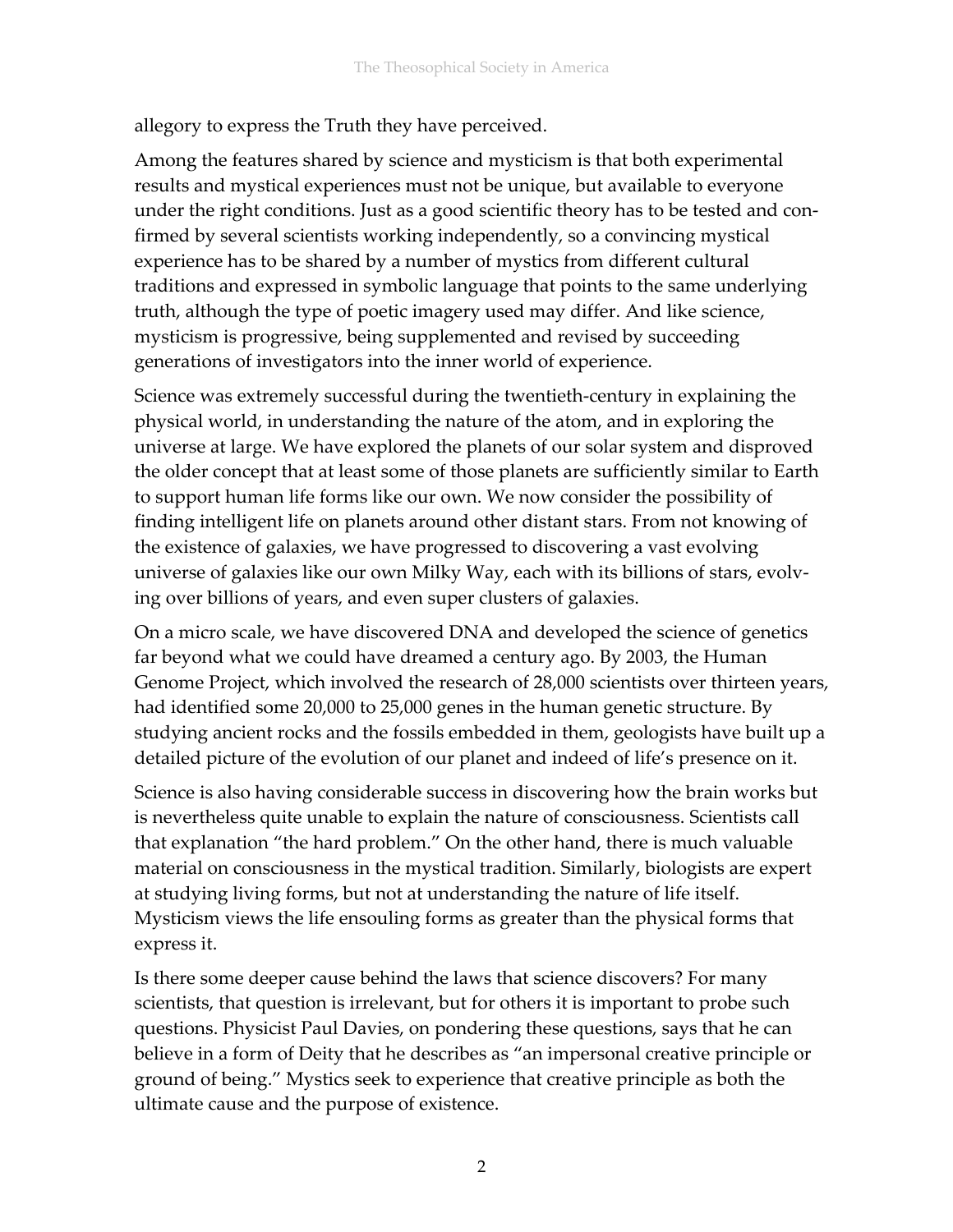allegory to express the Truth they have perceived.

Among the features shared by science and mysticism is that both experimental results and mystical experiences must not be unique, but available to everyone under the right conditions. Just as a good scientific theory has to be tested and confirmed by several scientists working independently, so a convincing mystical experience has to be shared by a number of mystics from different cultural traditions and expressed in symbolic language that points to the same underlying truth, although the type of poetic imagery used may differ. And like science, mysticism is progressive, being supplemented and revised by succeeding generations of investigators into the inner world of experience.

Science was extremely successful during the twentieth-century in explaining the physical world, in understanding the nature of the atom, and in exploring the universe at large. We have explored the planets of our solar system and disproved the older concept that at least some of those planets are sufficiently similar to Earth to support human life forms like our own. We now consider the possibility of finding intelligent life on planets around other distant stars. From not knowing of the existence of galaxies, we have progressed to discovering a vast evolving universe of galaxies like our own Milky Way, each with its billions of stars, evolving over billions of years, and even super clusters of galaxies.

On a micro scale, we have discovered DNA and developed the science of genetics far beyond what we could have dreamed a century ago. By 2003, the Human Genome Project, which involved the research of 28,000 scientists over thirteen years, had identified some 20,000 to 25,000 genes in the human genetic structure. By studying ancient rocks and the fossils embedded in them, geologists have built up a detailed picture of the evolution of our planet and indeed of life's presence on it.

Science is also having considerable success in discovering how the brain works but is nevertheless quite unable to explain the nature of consciousness. Scientists call that explanation "the hard problem." On the other hand, there is much valuable material on consciousness in the mystical tradition. Similarly, biologists are expert at studying living forms, but not at understanding the nature of life itself. Mysticism views the life ensouling forms as greater than the physical forms that express it.

Is there some deeper cause behind the laws that science discovers? For many scientists, that question is irrelevant, but for others it is important to probe such questions. Physicist Paul Davies, on pondering these questions, says that he can believe in a form of Deity that he describes as "an impersonal creative principle or ground of being." Mystics seek to experience that creative principle as both the ultimate cause and the purpose of existence.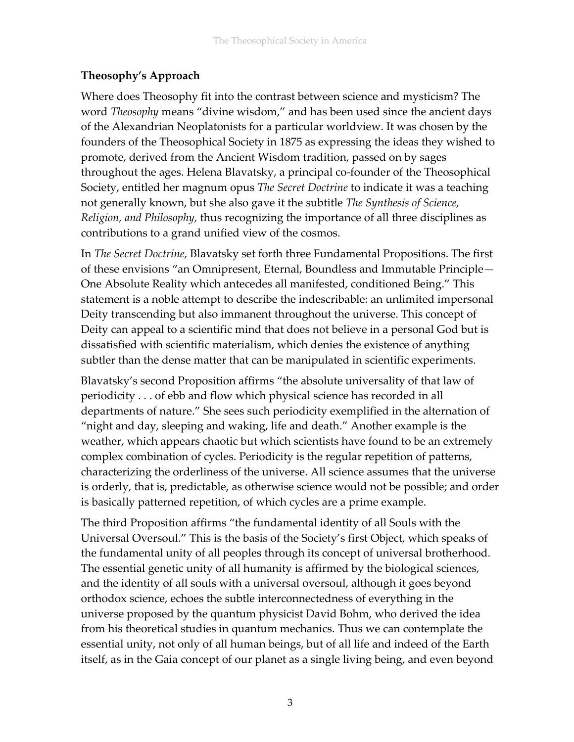## Theosophy's Approach

Where does Theosophy fit into the contrast between science and mysticism? The word *Theosophy* means "divine wisdom," and has been used since the ancient days of the Alexandrian Neoplatonists for a particular worldview. It was chosen by the founders of the Theosophical Society in 1875 as expressing the ideas they wished to promote, derived from the Ancient Wisdom tradition, passed on by sages throughout the ages. Helena Blavatsky, a principal co-founder of the Theosophical Society, entitled her magnum opus *The Secret Doctrine* to indicate it was a teaching not generally known, but she also gave it the subtitle *The Synthesis of Science, Religion, and Philosophy,* thus recognizing the importance of all three disciplines as contributions to a grand unified view of the cosmos.

In *The Secret Doctrine*, Blavatsky set forth three Fundamental Propositions. The first of these envisions "an Omnipresent, Eternal, Boundless and Immutable Principle—One Absolute Reality which antecedes all manifested, conditioned Being." This statement is a noble attempt to describe the indescribable: an unlimited impersonal Deity transcending but also immanent throughout the universe. This concept of Deity can appeal to a scientific mind that does not believe in a personal God but is dissatisfied with scientific materialism, which denies the existence of anything subtler than the dense matter that can be manipulated in scientific experiments.

Blavatsky's second Proposition affirms "the absolute universality of that law of periodicity . . . of ebb and flow which physical science has recorded in all departments of nature." She sees such periodicity exemplified in the alternation of "night and day, sleeping and waking, life and death." Another example is the weather, which appears chaotic but which scientists have found to be an extremely complex combination of cycles. Periodicity is the regular repetition of patterns, characterizing the orderliness of the universe. All science assumes that the universe is orderly, that is, predictable, as otherwise science would not be possible; and order is basically patterned repetition, of which cycles are a prime example.

The third Proposition affirms "the fundamental identity of all Souls with the Universal Oversoul." This is the basis of the Society's first Object, which speaks of the fundamental unity of all peoples through its concept of universal brotherhood. The essential genetic unity of all humanity is affirmed by the biological sciences, and the identity of all souls with a universal oversoul, although it goes beyond orthodox science, echoes the subtle interconnectedness of everything in the universe proposed by the quantum physicist David Bohm, who derived the idea from his theoretical studies in quantum mechanics. Thus we can contemplate the essential unity, not only of all human beings, but of all life and indeed of the Earth itself, as in the Gaia concept of our planet as a single living being, and even beyond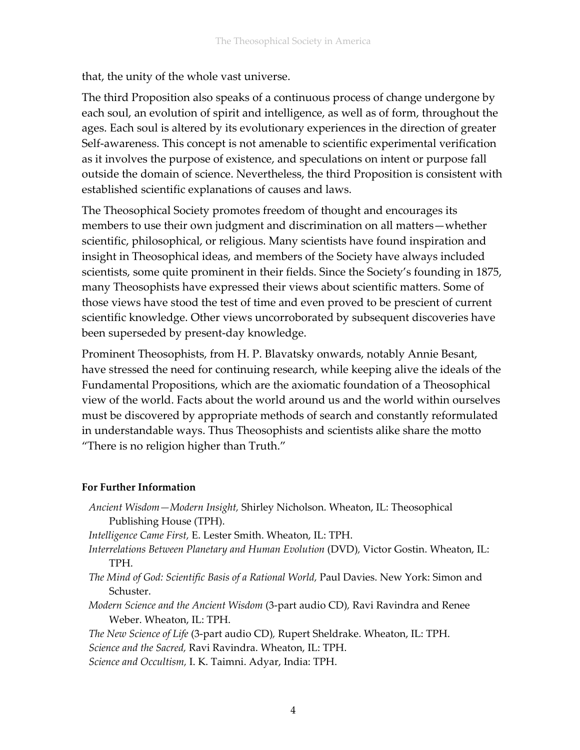that, the unity of the whole vast universe.

The third Proposition also speaks of a continuous process of change undergone by each soul, an evolution of spirit and intelligence, as well as of form, throughout the ages. Each soul is altered by its evolutionary experiences in the direction of greater Self-awareness. This concept is not amenable to scientific experimental verification as it involves the purpose of existence, and speculations on intent or purpose fall outside the domain of science. Nevertheless, the third Proposition is consistent with established scientific explanations of causes and laws.

The Theosophical Society promotes freedom of thought and encourages its members to use their own judgment and discrimination on all matters—whether scientific, philosophical, or religious. Many scientists have found inspiration and insight in Theosophical ideas, and members of the Society have always included scientists, some quite prominent in their fields. Since the Society's founding in 1875, many Theosophists have expressed their views about scientific matters. Some of those views have stood the test of time and even proved to be prescient of current scientific knowledge. Other views uncorroborated by subsequent discoveries have been superseded by present-day knowledge.

Prominent Theosophists, from H. P. Blavatsky onwards, notably Annie Besant, have stressed the need for continuing research, while keeping alive the ideals of the Fundamental Propositions, which are the axiomatic foundation of a Theosophical view of the world. Facts about the world around us and the world within ourselves must be discovered by appropriate methods of search and constantly reformulated in understandable ways. Thus Theosophists and scientists alike share the motto "There is no religion higher than Truth."

**For Further Information**

*Ancient Wisdom—Modern Insight,* Shirley Nicholson. Wheaton, IL: Theosophical Publishing House (TPH).

*Intelligence Came First,* E. Lester Smith. Wheaton, IL: TPH.

*Interrelations Between Planetary and Human Evolution* (DVD), Victor Gostin. Wheaton, IL: TPH.

*The Mind of God: Scientific Basis of a Rational World,* Paul Davies. New York: Simon and Schuster.

*Modern Science and the Ancient Wisdom* (3-part audio CD), Ravi Ravindra and Renee Weber. Wheaton, IL: TPH.

*The New Science of Life* (3-part audio CD), Rupert Sheldrake. Wheaton, IL: TPH.

*Science and the Sacred,* Ravi Ravindra. Wheaton, IL: TPH.

*Science and Occultism,* I. K. Taimni. Adyar, India: TPH.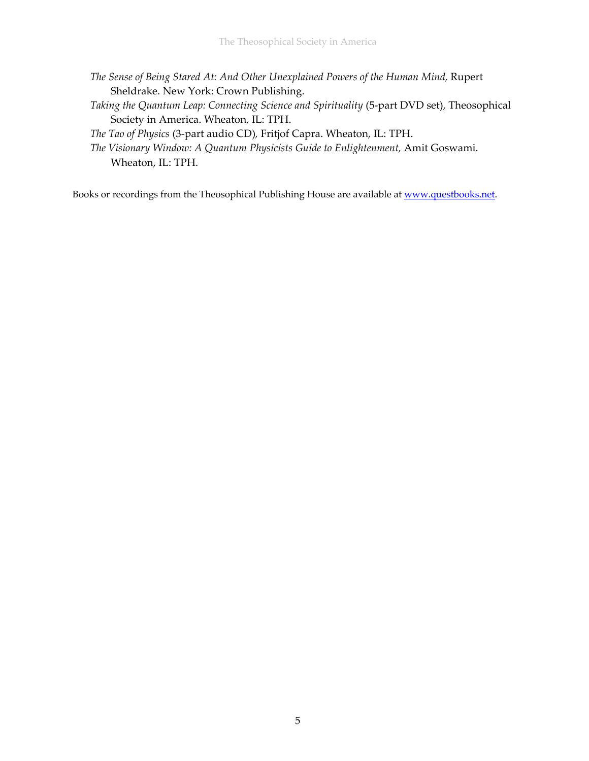*The Sense of Being Stared At: And Other Unexplained Powers of the Human Mind,* Rupert Sheldrake. New York: Crown Publishing.

*Taking the Quantum Leap: Connecting Science and Spirituality* (5-part DVD set), Theosophical Society in America. Wheaton, IL: TPH.

*The Tao of Physics* (3-part audio CD), Fritjof Capra. Wheaton, IL: TPH.

*The Visionary Window: A Quantum Physicists Guide to Enlightenment,* Amit Goswami. Wheaton, IL: TPH.

Books or recordings from the Theosophical Publishing House are available at [www.questbooks.net](http://www.questbooks.net).